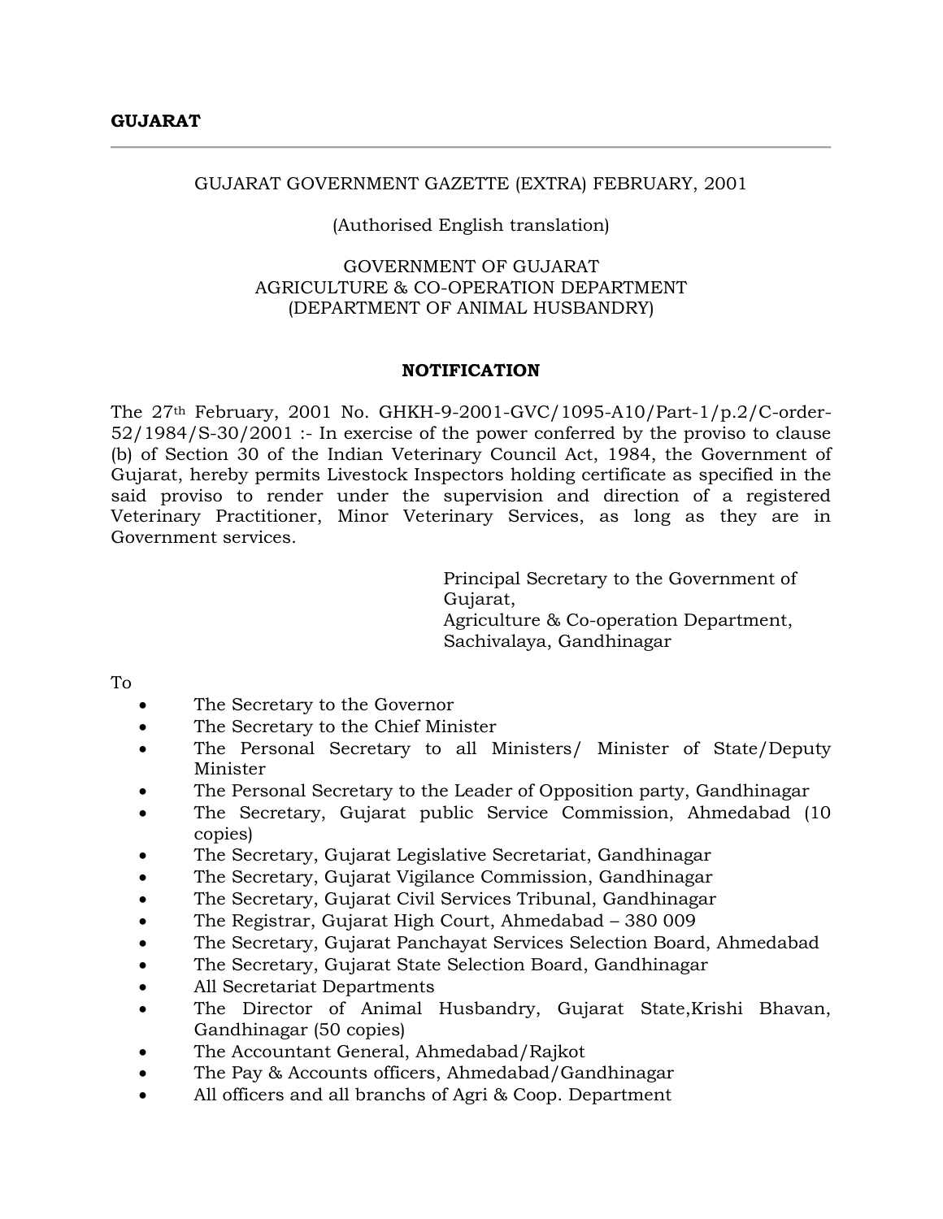**GUJARAT**

---

GUJARAT GOVERNMENT GAZETTE (EXTRA) FEBRUARY, 2001

(Authorised English translation)

GOVERNMENT OF GUJARAT
AGRICULTURE & CO-OPERATION DEPARTMENT
(DEPARTMENT OF ANIMAL HUSBANDRY)

**NOTIFICATION**

The 27th February, 2001 No. GHKH-9-2001-GVC/1095-A10/Part-1/p.2/C-order-52/1984/S-30/2001 :- In exercise of the power conferred by the proviso to clause (b) of Section 30 of the Indian Veterinary Council Act, 1984, the Government of Gujarat, hereby permits Livestock Inspectors holding certificate as specified in the said proviso to render under the supervision and direction of a registered Veterinary Practitioner, Minor Veterinary Services, as long as they are in Government services.

Principal Secretary to the Government of Gujarat,
Agriculture & Co-operation Department,
Sachivalaya, Gandhinagar

To

- The Secretary to the Governor
- The Secretary to the Chief Minister
- The Personal Secretary to all Ministers/ Minister of State/Deputy Minister
- The Personal Secretary to the Leader of Opposition party, Gandhinagar
- The Secretary, Gujarat public Service Commission, Ahmedabad (10 copies)
- The Secretary, Gujarat Legislative Secretariat, Gandhinagar
- The Secretary, Gujarat Vigilance Commission, Gandhinagar
- The Secretary, Gujarat Civil Services Tribunal, Gandhinagar
- The Registrar, Gujarat High Court, Ahmedabad – 380 009
- The Secretary, Gujarat Panchayat Services Selection Board, Ahmedabad
- The Secretary, Gujarat State Selection Board, Gandhinagar
- All Secretariat Departments
- The Director of Animal Husbandry, Gujarat State,Krishi Bhavan, Gandhinagar (50 copies)
- The Accountant General, Ahmedabad/Rajkot
- The Pay & Accounts officers, Ahmedabad/Gandhinagar
- All officers and all branchs of Agri & Coop. Department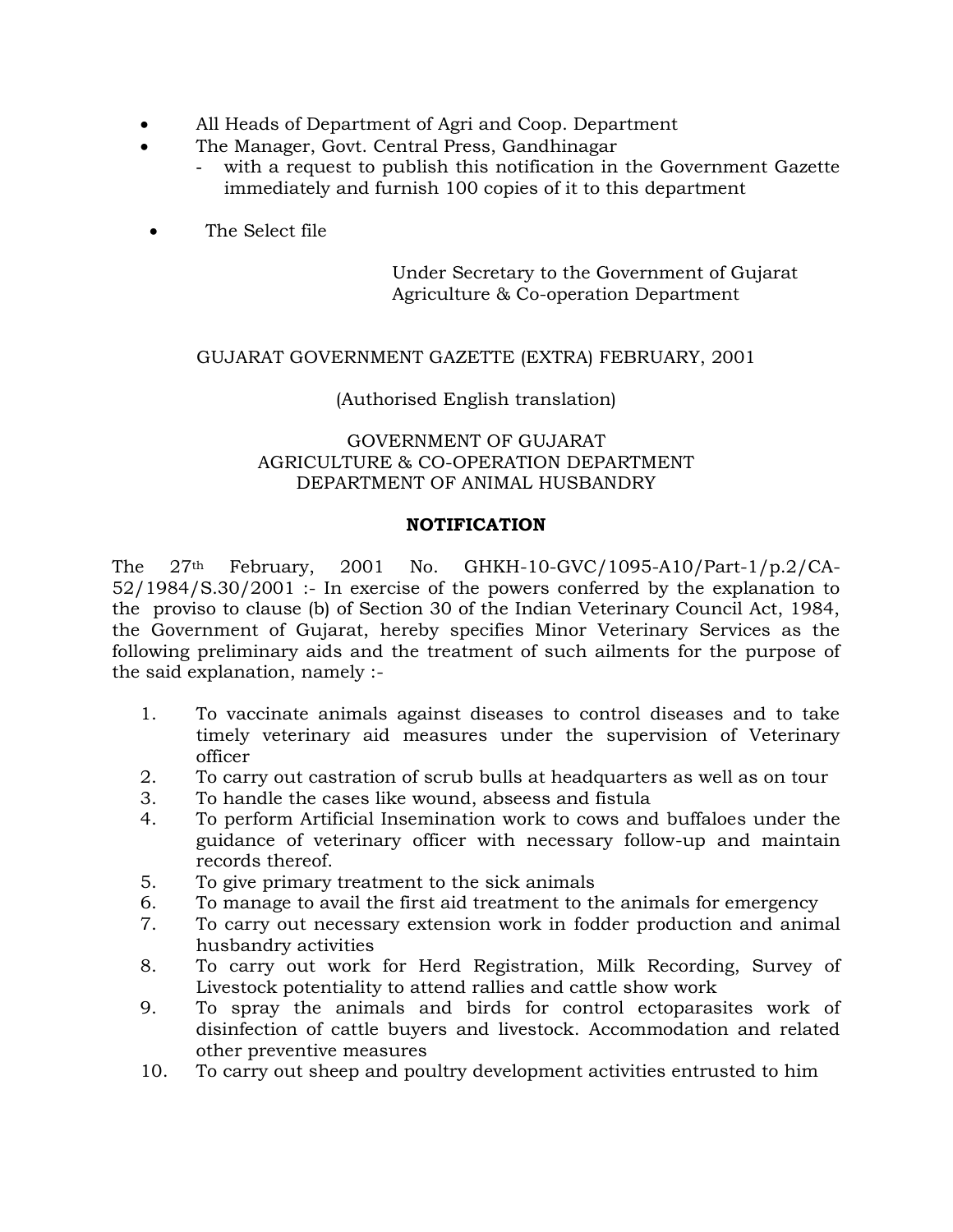- All Heads of Department of Agri and Coop. Department
- The Manager, Govt. Central Press, Gandhinagar
  - with a request to publish this notification in the Government Gazette immediately and furnish 100 copies of it to this department
- The Select file

Under Secretary to the Government of Gujarat
Agriculture & Co-operation Department

GUJARAT GOVERNMENT GAZETTE (EXTRA) FEBRUARY, 2001

(Authorised English translation)

GOVERNMENT OF GUJARAT
AGRICULTURE & CO-OPERATION DEPARTMENT
DEPARTMENT OF ANIMAL HUSBANDRY

**NOTIFICATION**

The 27th February, 2001 No. GHKH-10-GVC/1095-A10/Part-1/p.2/CA-52/1984/S.30/2001 :- In exercise of the powers conferred by the explanation to the proviso to clause (b) of Section 30 of the Indian Veterinary Council Act, 1984, the Government of Gujarat, hereby specifies Minor Veterinary Services as the following preliminary aids and the treatment of such ailments for the purpose of the said explanation, namely :-

1. To vaccinate animals against diseases to control diseases and to take timely veterinary aid measures under the supervision of Veterinary officer
2. To carry out castration of scrub bulls at headquarters as well as on tour
3. To handle the cases like wound, abseess and fistula
4. To perform Artificial Insemination work to cows and buffaloes under the guidance of veterinary officer with necessary follow-up and maintain records thereof.
5. To give primary treatment to the sick animals
6. To manage to avail the first aid treatment to the animals for emergency
7. To carry out necessary extension work in fodder production and animal husbandry activities
8. To carry out work for Herd Registration, Milk Recording, Survey of Livestock potentiality to attend rallies and cattle show work
9. To spray the animals and birds for control ectoparasites work of disinfection of cattle buyers and livestock. Accommodation and related other preventive measures
10. To carry out sheep and poultry development activities entrusted to him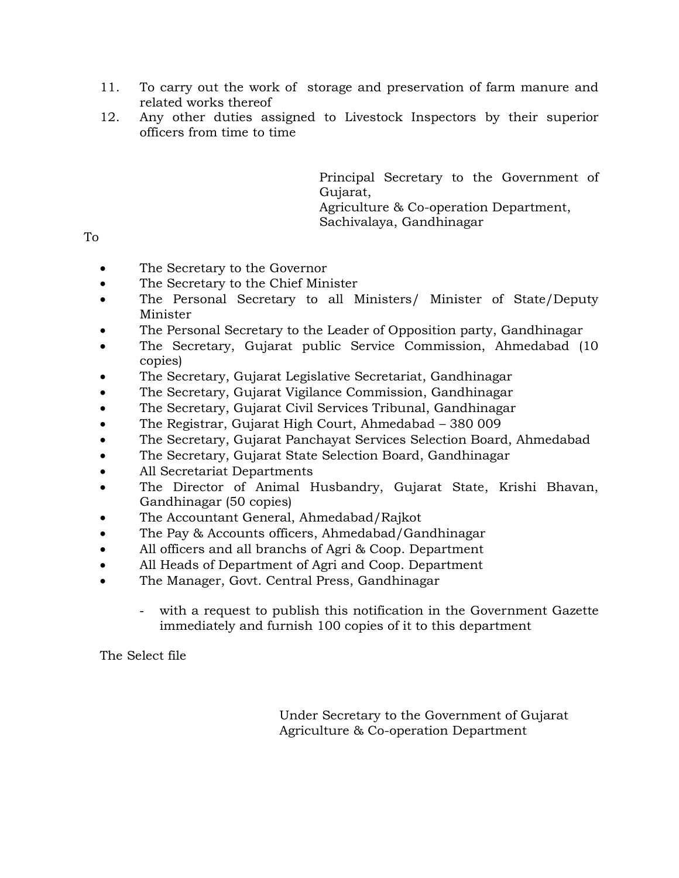11. To carry out the work of storage and preservation of farm manure and related works thereof
12. Any other duties assigned to Livestock Inspectors by their superior officers from time to time

Principal Secretary to the Government of Gujarat,
Agriculture & Co-operation Department,
Sachivalaya, Gandhinagar

To

- The Secretary to the Governor
- The Secretary to the Chief Minister
- The Personal Secretary to all Ministers/ Minister of State/Deputy Minister
- The Personal Secretary to the Leader of Opposition party, Gandhinagar
- The Secretary, Gujarat public Service Commission, Ahmedabad (10 copies)
- The Secretary, Gujarat Legislative Secretariat, Gandhinagar
- The Secretary, Gujarat Vigilance Commission, Gandhinagar
- The Secretary, Gujarat Civil Services Tribunal, Gandhinagar
- The Registrar, Gujarat High Court, Ahmedabad – 380 009
- The Secretary, Gujarat Panchayat Services Selection Board, Ahmedabad
- The Secretary, Gujarat State Selection Board, Gandhinagar
- All Secretariat Departments
- The Director of Animal Husbandry, Gujarat State, Krishi Bhavan, Gandhinagar (50 copies)
- The Accountant General, Ahmedabad/Rajkot
- The Pay & Accounts officers, Ahmedabad/Gandhinagar
- All officers and all branchs of Agri & Coop. Department
- All Heads of Department of Agri and Coop. Department
- The Manager, Govt. Central Press, Gandhinagar
    - with a request to publish this notification in the Government Gazette immediately and furnish 100 copies of it to this department

The Select file

Under Secretary to the Government of Gujarat
Agriculture & Co-operation Department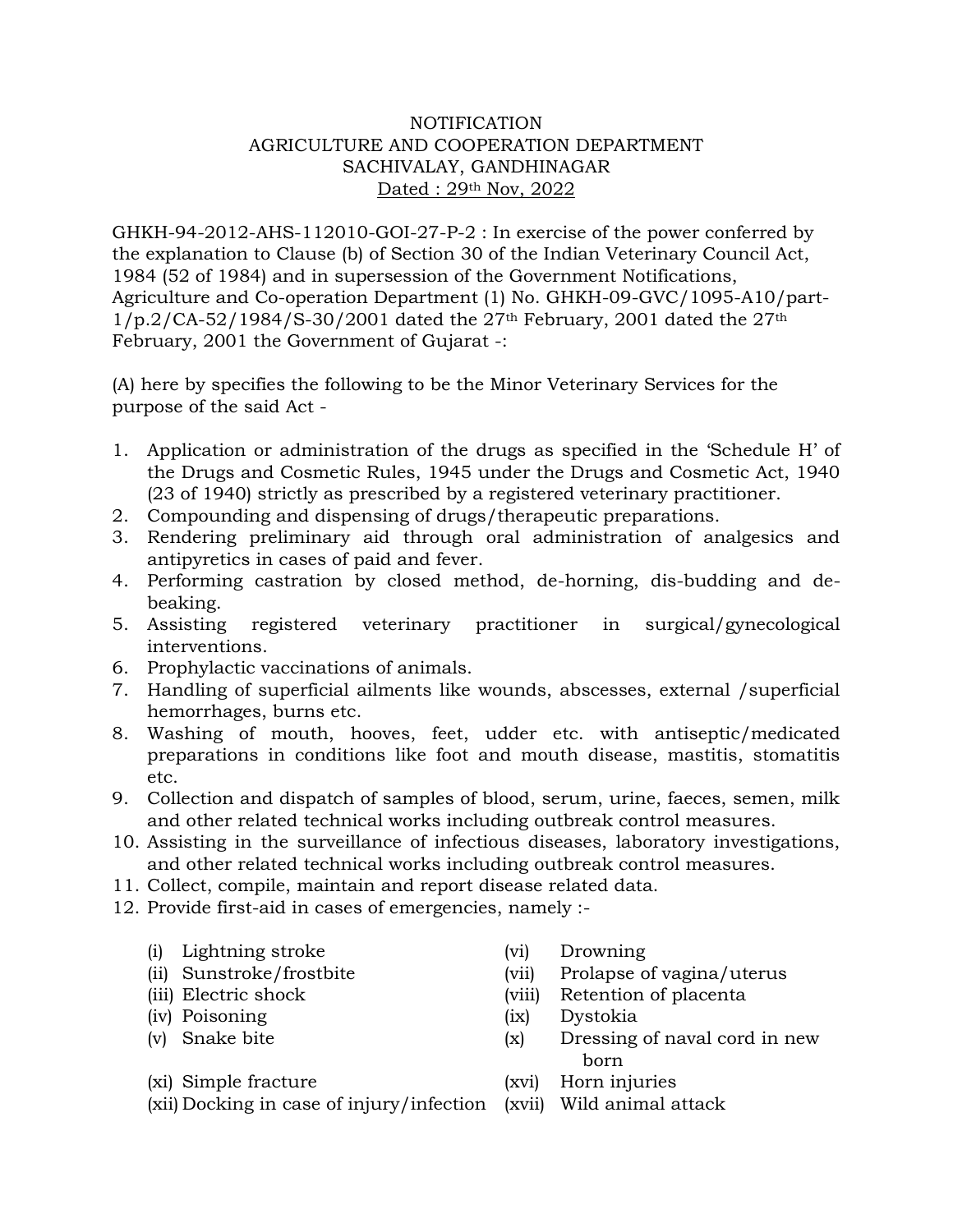NOTIFICATION
AGRICULTURE AND COOPERATION DEPARTMENT
SACHIVALAY, GANDHINAGAR
Dated : 29th Nov, 2022

GHKH-94-2012-AHS-112010-GOI-27-P-2 : In exercise of the power conferred by the explanation to Clause (b) of Section 30 of the Indian Veterinary Council Act, 1984 (52 of 1984) and in supersession of the Government Notifications, Agriculture and Co-operation Department (1) No. GHKH-09-GVC/1095-A10/part-1/p.2/CA-52/1984/S-30/2001 dated the 27th February, 2001 dated the 27th February, 2001 the Government of Gujarat -:

(A) here by specifies the following to be the Minor Veterinary Services for the purpose of the said Act -

1. Application or administration of the drugs as specified in the 'Schedule H' of the Drugs and Cosmetic Rules, 1945 under the Drugs and Cosmetic Act, 1940 (23 of 1940) strictly as prescribed by a registered veterinary practitioner.
2. Compounding and dispensing of drugs/therapeutic preparations.
3. Rendering preliminary aid through oral administration of analgesics and antipyretics in cases of paid and fever.
4. Performing castration by closed method, de-horning, dis-budding and de-beaking.
5. Assisting registered veterinary practitioner in surgical/gynecological interventions.
6. Prophylactic vaccinations of animals.
7. Handling of superficial ailments like wounds, abscesses, external /superficial hemorrhages, burns etc.
8. Washing of mouth, hooves, feet, udder etc. with antiseptic/medicated preparations in conditions like foot and mouth disease, mastitis, stomatitis etc.
9. Collection and dispatch of samples of blood, serum, urine, faeces, semen, milk and other related technical works including outbreak control measures.
10. Assisting in the surveillance of infectious diseases, laboratory investigations, and other related technical works including outbreak control measures.
11. Collect, compile, maintain and report disease related data.
12. Provide first-aid in cases of emergencies, namely :-

    (i) Lightning stroke
    (ii) Sunstroke/frostbite
    (iii) Electric shock
    (iv) Poisoning
    (v) Snake bite
    (vi) Drowning
    (vii) Prolapse of vagina/uterus
    (viii) Retention of placenta
    (ix) Dystokia
    (x) Dressing of naval cord in new born
    (xi) Simple fracture
    (xii) Docking in case of injury/infection
    (xvi) Horn injuries
    (xvii) Wild animal attack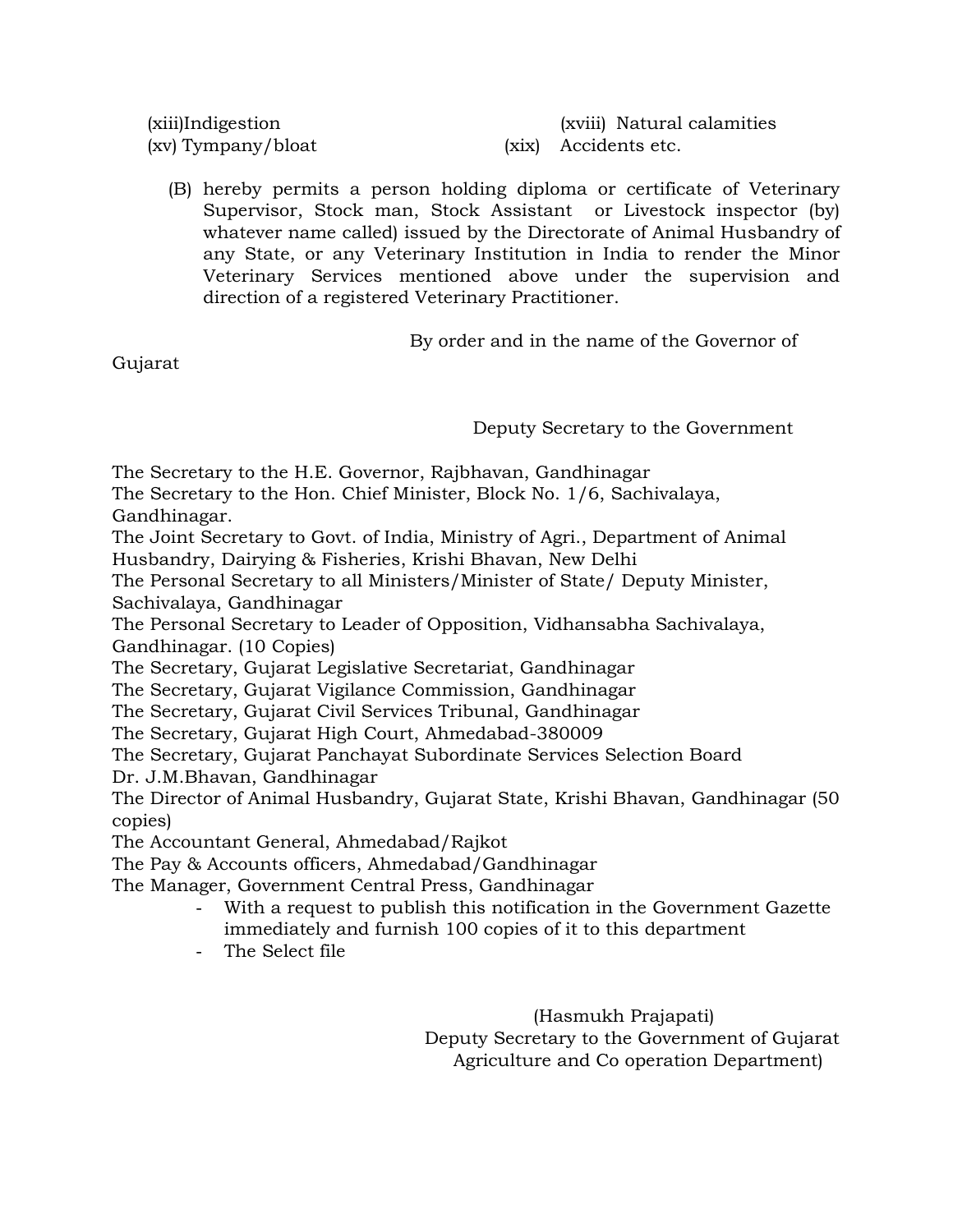(xiii)Indigestion (xviii) Natural calamities

(xv) Tympany/bloat (xix) Accidents etc.

(B) hereby permits a person holding diploma or certificate of Veterinary Supervisor, Stock man, Stock Assistant or Livestock inspector (by) whatever name called) issued by the Directorate of Animal Husbandry of any State, or any Veterinary Institution in India to render the Minor Veterinary Services mentioned above under the supervision and direction of a registered Veterinary Practitioner.

By order and in the name of the Governor of Gujarat

Deputy Secretary to the Government

The Secretary to the H.E. Governor, Rajbhavan, Gandhinagar
The Secretary to the Hon. Chief Minister, Block No. 1/6, Sachivalaya, Gandhinagar.
The Joint Secretary to Govt. of India, Ministry of Agri., Department of Animal Husbandry, Dairying & Fisheries, Krishi Bhavan, New Delhi
The Personal Secretary to all Ministers/Minister of State/ Deputy Minister, Sachivalaya, Gandhinagar
The Personal Secretary to Leader of Opposition, Vidhansabha Sachivalaya, Gandhinagar. (10 Copies)
The Secretary, Gujarat Legislative Secretariat, Gandhinagar
The Secretary, Gujarat Vigilance Commission, Gandhinagar
The Secretary, Gujarat Civil Services Tribunal, Gandhinagar
The Secretary, Gujarat High Court, Ahmedabad-380009
The Secretary, Gujarat Panchayat Subordinate Services Selection Board Dr. J.M.Bhavan, Gandhinagar
The Director of Animal Husbandry, Gujarat State, Krishi Bhavan, Gandhinagar (50 copies)
The Accountant General, Ahmedabad/Rajkot
The Pay & Accounts officers, Ahmedabad/Gandhinagar
The Manager, Government Central Press, Gandhinagar

- With a request to publish this notification in the Government Gazette immediately and furnish 100 copies of it to this department
- The Select file

(Hasmukh Prajapati)
Deputy Secretary to the Government of Gujarat
Agriculture and Co operation Department)